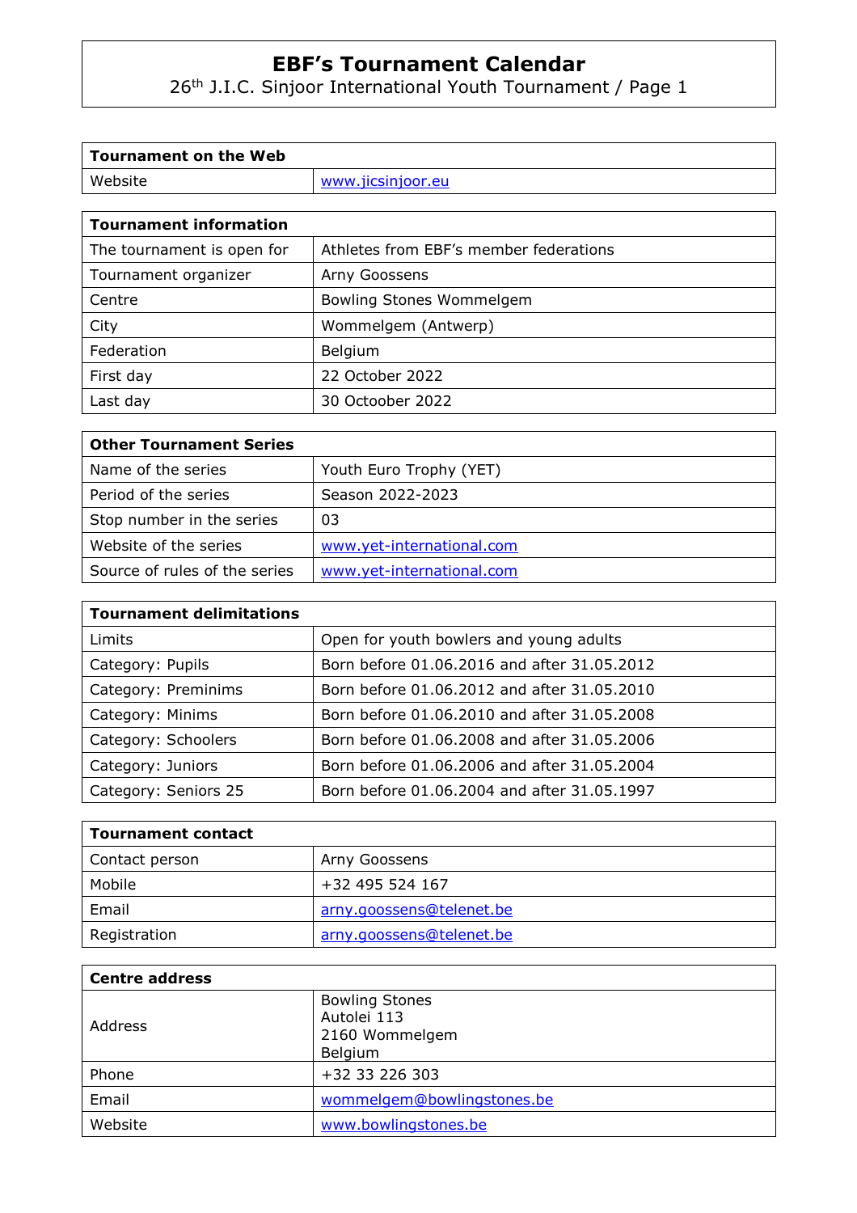# EBF's Tournament Calendar

26th J.I.C. Sinjoor International Youth Tournament / Page 1

| Tournament on the Web | |
|---|---|
| Website | www.jicsinjoor.eu |

| Tournament information | |
|---|---|
| The tournament is open for | Athletes from EBF's member federations |
| Tournament organizer | Arny Goossens |
| Centre | Bowling Stones Wommelgem |
| City | Wommelgem (Antwerp) |
| Federation | Belgium |
| First day | 22 October 2022 |
| Last day | 30 Octoober 2022 |

| Other Tournament Series | |
|---|---|
| Name of the series | Youth Euro Trophy (YET) |
| Period of the series | Season 2022-2023 |
| Stop number in the series | 03 |
| Website of the series | www.yet-international.com |
| Source of rules of the series | www.yet-international.com |

| Tournament delimitations | |
|---|---|
| Limits | Open for youth bowlers and young adults |
| Category: Pupils | Born before 01.06.2016 and after 31.05.2012 |
| Category: Preminims | Born before 01.06.2012 and after 31.05.2010 |
| Category: Minims | Born before 01.06.2010 and after 31.05.2008 |
| Category: Schoolers | Born before 01.06.2008 and after 31.05.2006 |
| Category: Juniors | Born before 01.06.2006 and after 31.05.2004 |
| Category: Seniors 25 | Born before 01.06.2004 and after 31.05.1997 |

| Tournament contact | |
|---|---|
| Contact person | Arny Goossens |
| Mobile | +32 495 524 167 |
| Email | arny.goossens@telenet.be |
| Registration | arny.goossens@telenet.be |

| Centre address | |
|---|---|
| Address | Bowling Stones<br>Autolei 113<br>2160 Wommelgem<br>Belgium |
| Phone | +32 33 226 303 |
| Email | wommelgem@bowlingstones.be |
| Website | www.bowlingstones.be |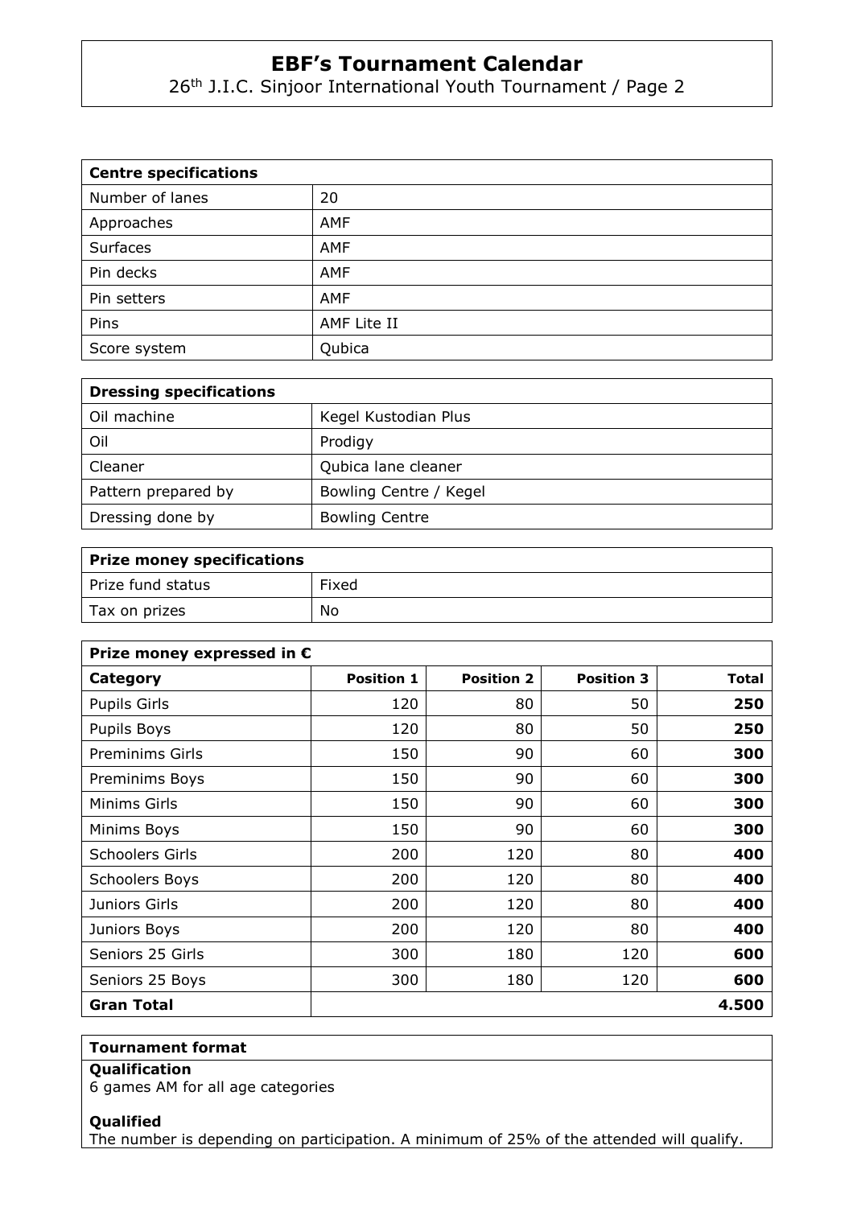# EBF's Tournament Calendar

26th J.I.C. Sinjoor International Youth Tournament / Page 2

| Centre specifications | |
|---|---|
| Number of lanes | 20 |
| Approaches | AMF |
| Surfaces | AMF |
| Pin decks | AMF |
| Pin setters | AMF |
| Pins | AMF Lite II |
| Score system | Qubica |

| Dressing specifications | |
|---|---|
| Oil machine | Kegel Kustodian Plus |
| Oil | Prodigy |
| Cleaner | Qubica lane cleaner |
| Pattern prepared by | Bowling Centre / Kegel |
| Dressing done by | Bowling Centre |

| Prize money specifications | |
|---|---|
| Prize fund status | Fixed |
| Tax on prizes | No |

**Prize money expressed in €**

| Category | Position 1 | Position 2 | Position 3 | Total |
|---|---|---|---|---|
| Pupils Girls | 120 | 80 | 50 | **250** |
| Pupils Boys | 120 | 80 | 50 | **250** |
| Preminims Girls | 150 | 90 | 60 | **300** |
| Preminims Boys | 150 | 90 | 60 | **300** |
| Minims Girls | 150 | 90 | 60 | **300** |
| Minims Boys | 150 | 90 | 60 | **300** |
| Schoolers Girls | 200 | 120 | 80 | **400** |
| Schoolers Boys | 200 | 120 | 80 | **400** |
| Juniors Girls | 200 | 120 | 80 | **400** |
| Juniors Boys | 200 | 120 | 80 | **400** |
| Seniors 25 Girls | 300 | 180 | 120 | **600** |
| Seniors 25 Boys | 300 | 180 | 120 | **600** |
| **Gran Total** | | | | **4.500** |

**Tournament format**

**Qualification**
6 games AM for all age categories

**Qualified**
The number is depending on participation. A minimum of 25% of the attended will qualify.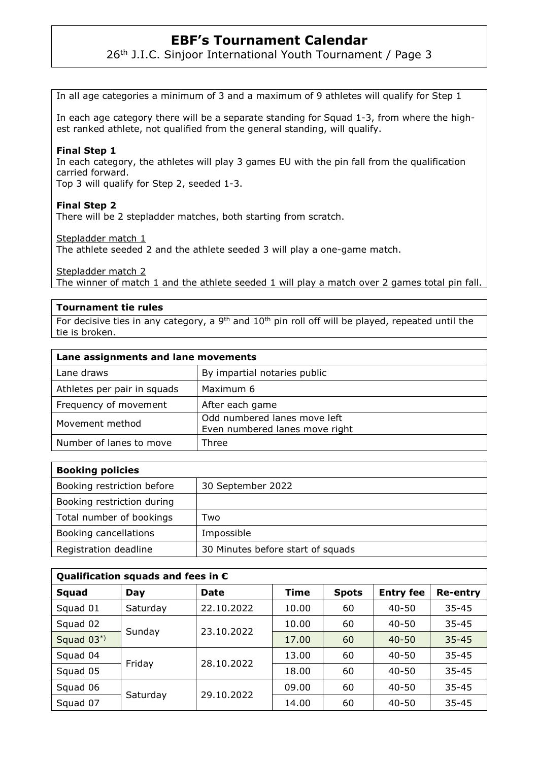In all age categories a minimum of 3 and a maximum of 9 athletes will qualify for Step 1

In each age category there will be a separate standing for Squad 1-3, from where the highest ranked athlete, not qualified from the general standing, will qualify.

**Final Step 1**
In each category, the athletes will play 3 games EU with the pin fall from the qualification carried forward.
Top 3 will qualify for Step 2, seeded 1-3.

**Final Step 2**
There will be 2 stepladder matches, both starting from scratch.

Stepladder match 1
The athlete seeded 2 and the athlete seeded 3 will play a one-game match.

Stepladder match 2
The winner of match 1 and the athlete seeded 1 will play a match over 2 games total pin fall.

**Tournament tie rules**

For decisive ties in any category, a 9th and 10th pin roll off will be played, repeated until the tie is broken.

| **Lane assignments and lane movements** | |
|---|---|
| Lane draws | By impartial notaries public |
| Athletes per pair in squads | Maximum 6 |
| Frequency of movement | After each game |
| Movement method | Odd numbered lanes move left<br>Even numbered lanes move right |
| Number of lanes to move | Three |

| **Booking policies** | |
|---|---|
| Booking restriction before | 30 September 2022 |
| Booking restriction during | |
| Total number of bookings | Two |
| Booking cancellations | Impossible |
| Registration deadline | 30 Minutes before start of squads |

**Qualification squads and fees in €**

| Squad | Day | Date | Time | Spots | Entry fee | Re-entry |
|---|---|---|---|---|---|---|
| Squad 01 | Saturday | 22.10.2022 | 10.00 | 60 | 40-50 | 35-45 |
| Squad 02 | Sunday | 23.10.2022 | 10.00 | 60 | 40-50 | 35-45 |
| Squad 03*) | | | 17.00 | 60 | 40-50 | 35-45 |
| Squad 04 | Friday | 28.10.2022 | 13.00 | 60 | 40-50 | 35-45 |
| Squad 05 | | | 18.00 | 60 | 40-50 | 35-45 |
| Squad 06 | Saturday | 29.10.2022 | 09.00 | 60 | 40-50 | 35-45 |
| Squad 07 | | | 14.00 | 60 | 40-50 | 35-45 |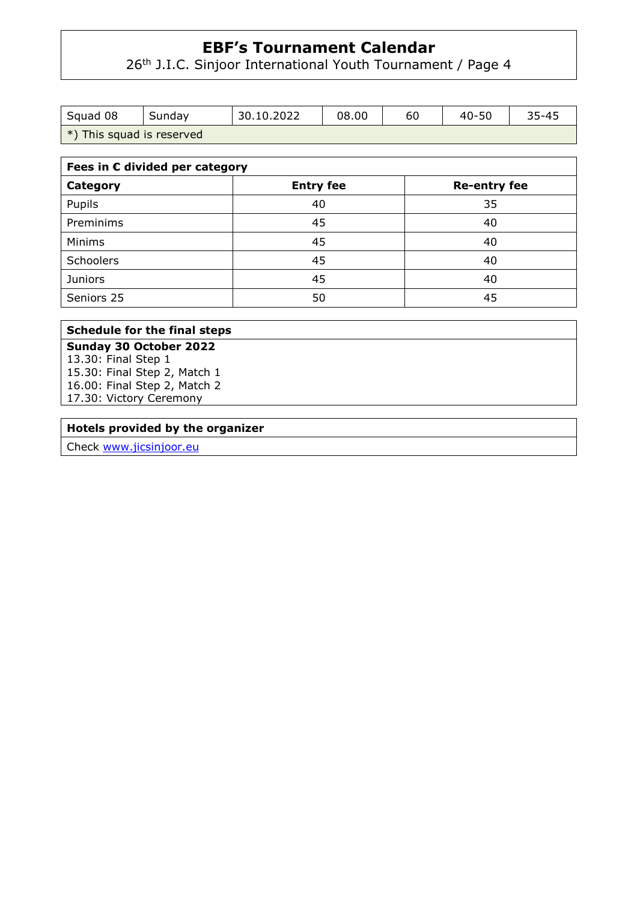# EBF's Tournament Calendar

26th J.I.C. Sinjoor International Youth Tournament / Page 4

| | | | | | | |
|---|---|---|---|---|---|---|
| Squad 08 | Sunday | 30.10.2022 | 08.00 | 60 | 40-50 | 35-45 |
| *) This squad is reserved | | | | | | |

| **Fees in € divided per category** | | |
|---|---|---|
| **Category** | **Entry fee** | **Re-entry fee** |
| Pupils | 40 | 35 |
| Preminims | 45 | 40 |
| Minims | 45 | 40 |
| Schoolers | 45 | 40 |
| Juniors | 45 | 40 |
| Seniors 25 | 50 | 45 |

**Schedule for the final steps**

**Sunday 30 October 2022**
13.30: Final Step 1
15.30: Final Step 2, Match 1
16.00: Final Step 2, Match 2
17.30: Victory Ceremony

**Hotels provided by the organizer**

Check www.jicsinjoor.eu